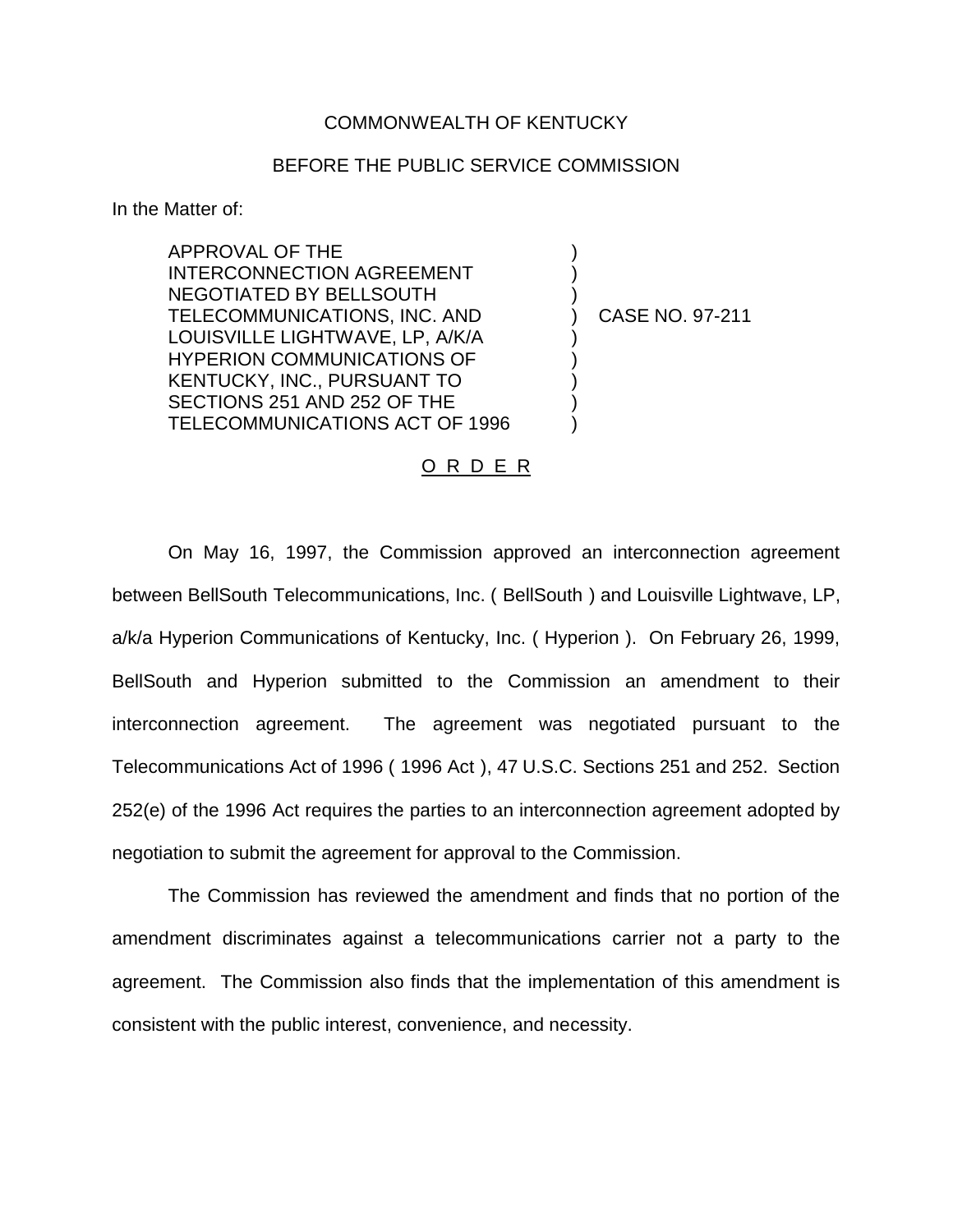COMMONWEALTH OF KENTUCKY

BEFORE THE PUBLIC SERVICE COMMISSION

In the Matter of:

APPROVAL OF THE INTERCONNECTION AGREEMENT NEGOTIATED BY BELLSOUTH TELECOMMUNICATIONS, INC. AND LOUISVILLE LIGHTWAVE, LP, A/K/A HYPERION COMMUNICATIONS OF KENTUCKY, INC., PURSUANT TO SECTIONS 251 AND 252 OF THE TELECOMMUNICATIONS ACT OF 1996 ) CASE NO. 97-211

O R D E R

On May 16, 1997, the Commission approved an interconnection agreement between BellSouth Telecommunications, Inc. ( BellSouth ) and Louisville Lightwave, LP, a/k/a Hyperion Communications of Kentucky, Inc. ( Hyperion ). On February 26, 1999, BellSouth and Hyperion submitted to the Commission an amendment to their interconnection agreement. The agreement was negotiated pursuant to the Telecommunications Act of 1996 ( 1996 Act ), 47 U.S.C. Sections 251 and 252. Section 252(e) of the 1996 Act requires the parties to an interconnection agreement adopted by negotiation to submit the agreement for approval to the Commission.

The Commission has reviewed the amendment and finds that no portion of the amendment discriminates against a telecommunications carrier not a party to the agreement. The Commission also finds that the implementation of this amendment is consistent with the public interest, convenience, and necessity.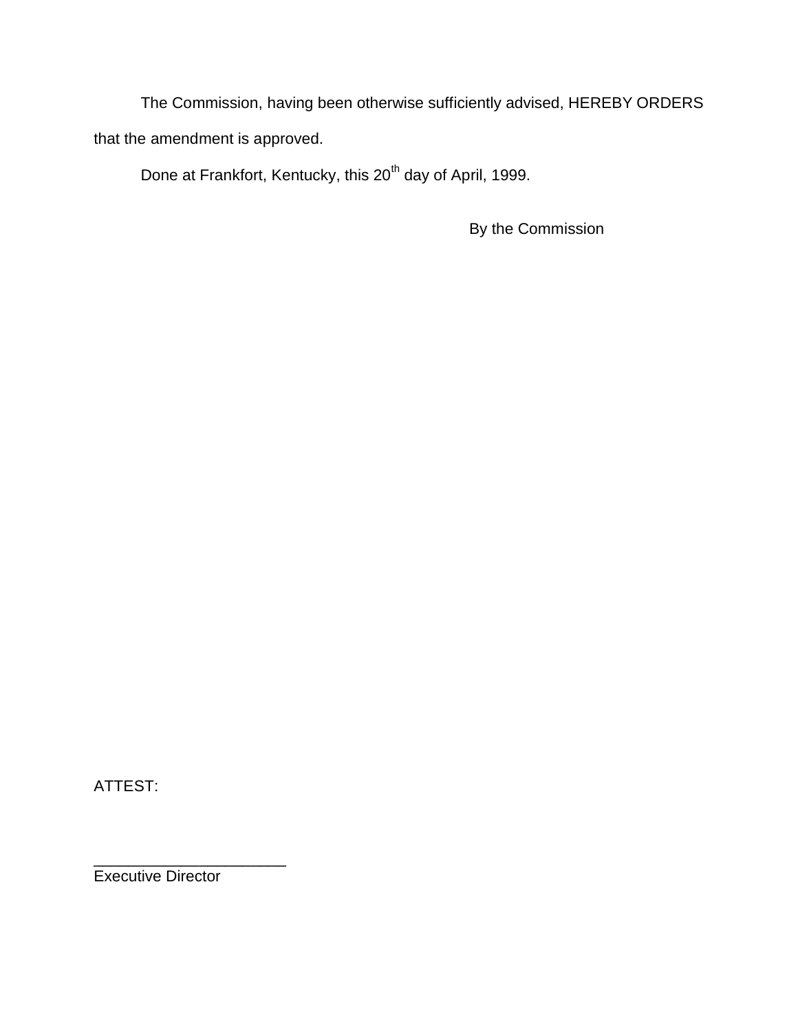The Commission, having been otherwise sufficiently advised, HEREBY ORDERS that the amendment is approved.

Done at Frankfort, Kentucky, this 20th day of April, 1999.

By the Commission

ATTEST:

______________________
Executive Director